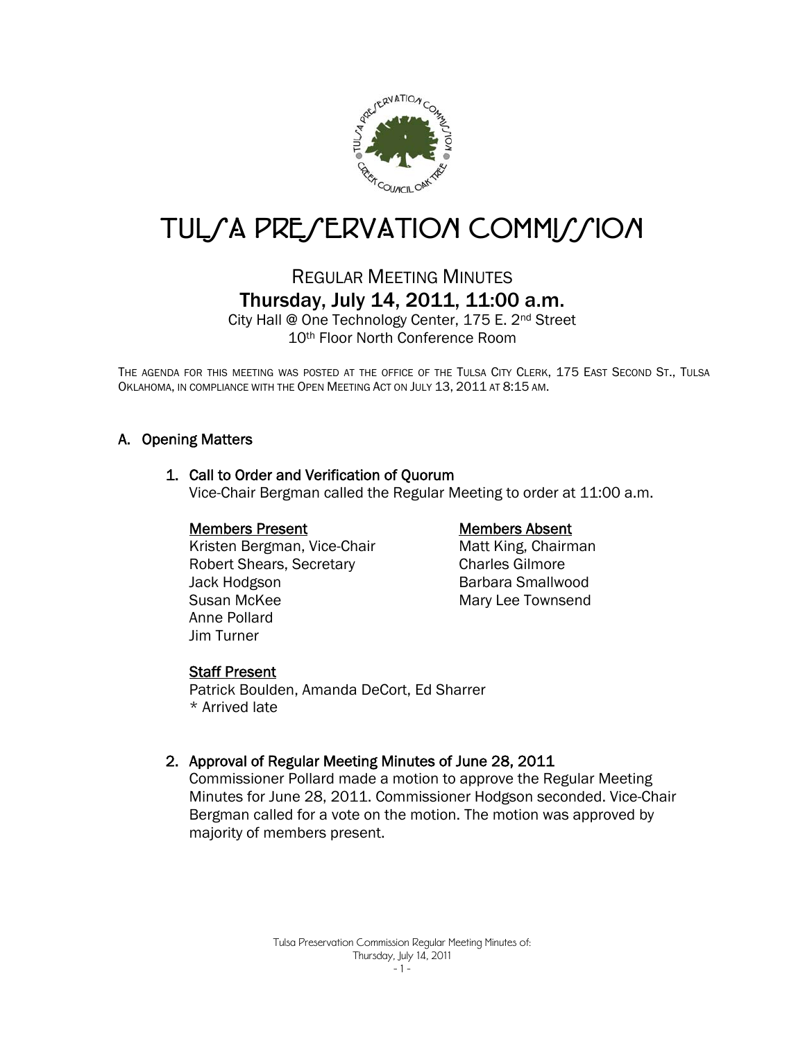# TULSA PRESERVATION COMMISSION

## REGULAR MEETING MINUTES

### Thursday, July 14, 2011, 11:00 a.m.

City Hall @ One Technology Center, 175 E. 2nd Street
10th Floor North Conference Room

THE AGENDA FOR THIS MEETING WAS POSTED AT THE OFFICE OF THE TULSA CITY CLERK, 175 EAST SECOND ST., TULSA OKLAHOMA, IN COMPLIANCE WITH THE OPEN MEETING ACT ON JULY 13, 2011 AT 8:15 AM.

## A. Opening Matters

### 1. Call to Order and Verification of Quorum

Vice-Chair Bergman called the Regular Meeting to order at 11:00 a.m.

**Members Present**
Kristen Bergman, Vice-Chair
Robert Shears, Secretary
Jack Hodgson
Susan McKee
Anne Pollard
Jim Turner

**Members Absent**
Matt King, Chairman
Charles Gilmore
Barbara Smallwood
Mary Lee Townsend

**Staff Present**
Patrick Boulden, Amanda DeCort, Ed Sharrer
\* Arrived late

### 2. Approval of Regular Meeting Minutes of June 28, 2011

Commissioner Pollard made a motion to approve the Regular Meeting Minutes for June 28, 2011. Commissioner Hodgson seconded. Vice-Chair Bergman called for a vote on the motion. The motion was approved by majority of members present.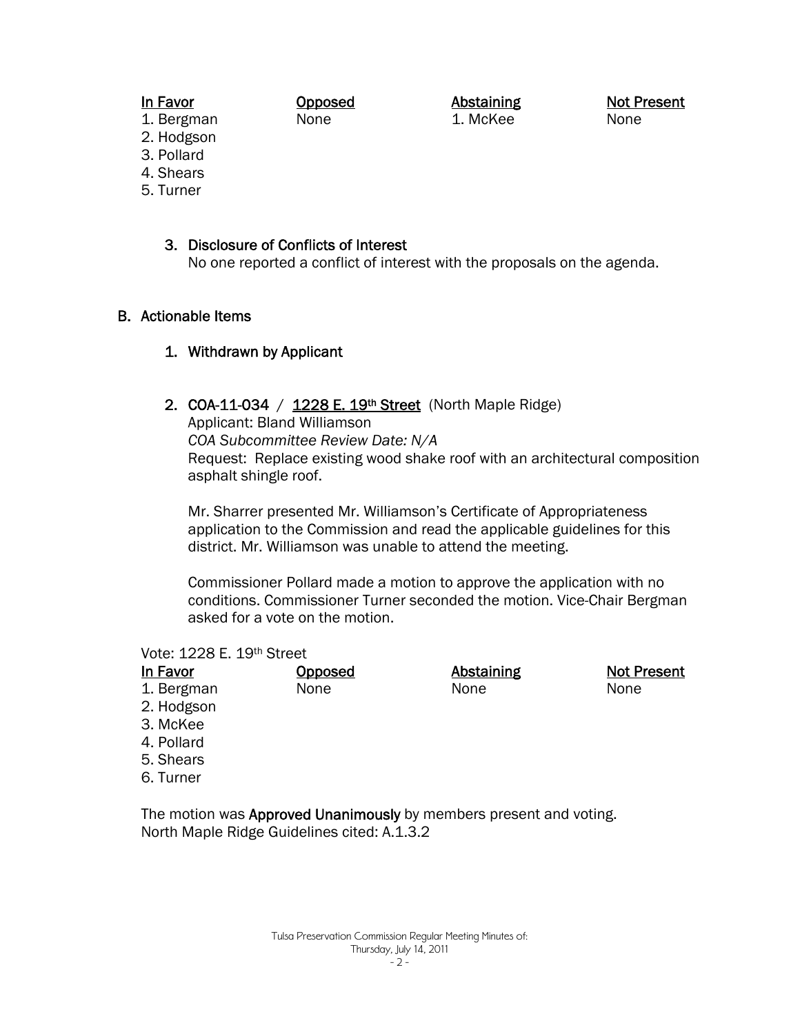| In Favor | Opposed | Abstaining | Not Present |
|---|---|---|---|
| 1. Bergman | None | 1. McKee | None |
| 2. Hodgson | | | |
| 3. Pollard | | | |
| 4. Shears | | | |
| 5. Turner | | | |

3. **Disclosure of Conflicts of Interest**
   No one reported a conflict of interest with the proposals on the agenda.

## B. Actionable Items

1. **Withdrawn by Applicant**

2. **COA-11-034** / **1228 E. 19th Street** (North Maple Ridge)
   Applicant: Bland Williamson
   *COA Subcommittee Review Date: N/A*
   Request: Replace existing wood shake roof with an architectural composition asphalt shingle roof.

   Mr. Sharrer presented Mr. Williamson's Certificate of Appropriateness application to the Commission and read the applicable guidelines for this district. Mr. Williamson was unable to attend the meeting.

   Commissioner Pollard made a motion to approve the application with no conditions. Commissioner Turner seconded the motion. Vice-Chair Bergman asked for a vote on the motion.

Vote: 1228 E. 19th Street

| In Favor | Opposed | Abstaining | Not Present |
|---|---|---|---|
| 1. Bergman | None | None | None |
| 2. Hodgson | | | |
| 3. McKee | | | |
| 4. Pollard | | | |
| 5. Shears | | | |
| 6. Turner | | | |

The motion was **Approved Unanimously** by members present and voting.
North Maple Ridge Guidelines cited: A.1.3.2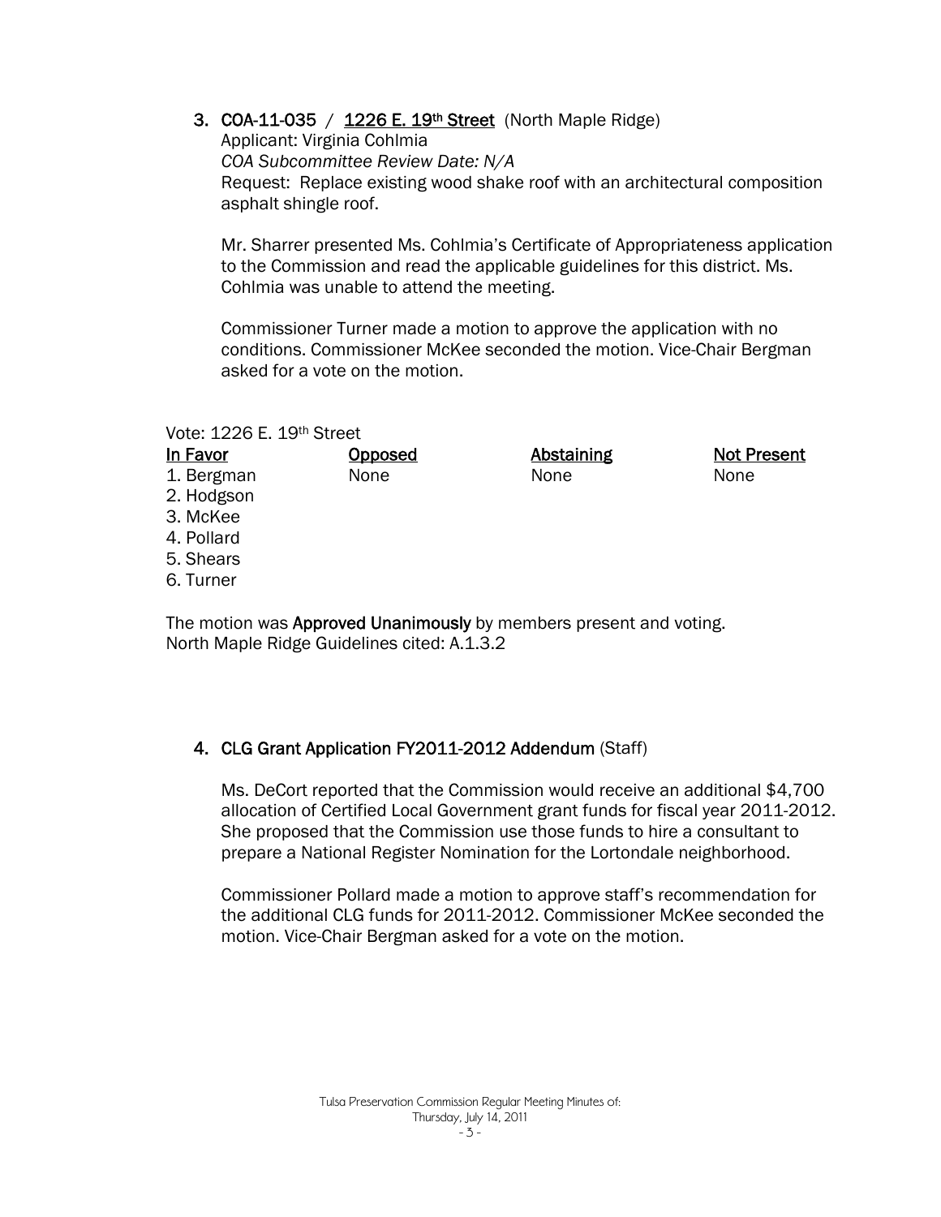3. **COA-11-035** / **1226 E. 19th Street** (North Maple Ridge)
   Applicant: Virginia Cohlmia
   *COA Subcommittee Review Date: N/A*
   Request: Replace existing wood shake roof with an architectural composition asphalt shingle roof.

   Mr. Sharrer presented Ms. Cohlmia's Certificate of Appropriateness application to the Commission and read the applicable guidelines for this district. Ms. Cohlmia was unable to attend the meeting.

   Commissioner Turner made a motion to approve the application with no conditions. Commissioner McKee seconded the motion. Vice-Chair Bergman asked for a vote on the motion.

Vote: 1226 E. 19th Street

| In Favor | Opposed | Abstaining | Not Present |
|---|---|---|---|
| 1. Bergman | None | None | None |
| 2. Hodgson | | | |
| 3. McKee | | | |
| 4. Pollard | | | |
| 5. Shears | | | |
| 6. Turner | | | |

The motion was **Approved Unanimously** by members present and voting.
North Maple Ridge Guidelines cited: A.1.3.2

4. **CLG Grant Application FY2011-2012 Addendum** (Staff)

   Ms. DeCort reported that the Commission would receive an additional $4,700 allocation of Certified Local Government grant funds for fiscal year 2011-2012. She proposed that the Commission use those funds to hire a consultant to prepare a National Register Nomination for the Lortondale neighborhood.

   Commissioner Pollard made a motion to approve staff's recommendation for the additional CLG funds for 2011-2012. Commissioner McKee seconded the motion. Vice-Chair Bergman asked for a vote on the motion.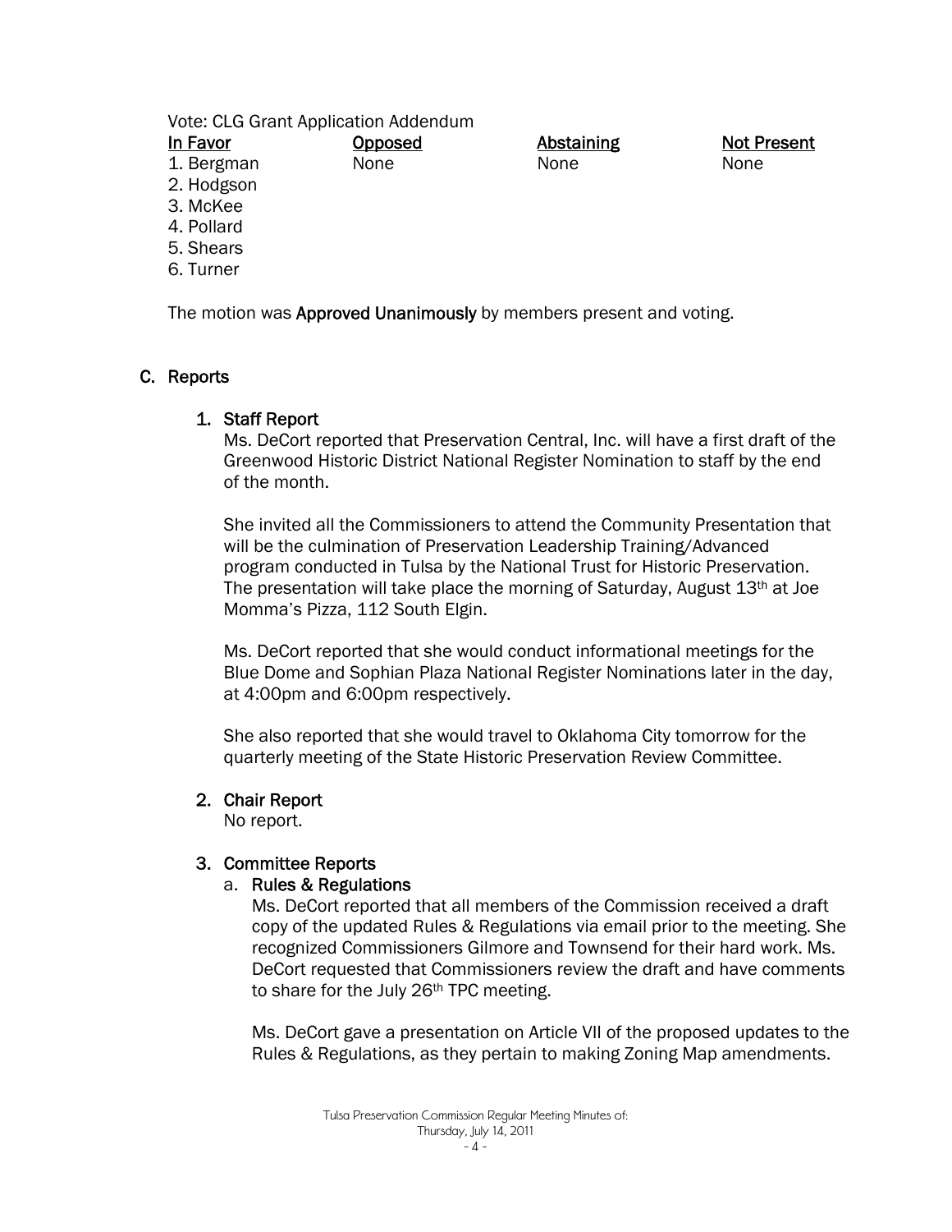Vote: CLG Grant Application Addendum

| In Favor | Opposed | Abstaining | Not Present |
|---|---|---|---|
| 1. Bergman | None | None | None |
| 2. Hodgson | | | |
| 3. McKee | | | |
| 4. Pollard | | | |
| 5. Shears | | | |
| 6. Turner | | | |

The motion was **Approved Unanimously** by members present and voting.

## C. Reports

### 1. Staff Report

Ms. DeCort reported that Preservation Central, Inc. will have a first draft of the Greenwood Historic District National Register Nomination to staff by the end of the month.

She invited all the Commissioners to attend the Community Presentation that will be the culmination of Preservation Leadership Training/Advanced program conducted in Tulsa by the National Trust for Historic Preservation. The presentation will take place the morning of Saturday, August 13th at Joe Momma's Pizza, 112 South Elgin.

Ms. DeCort reported that she would conduct informational meetings for the Blue Dome and Sophian Plaza National Register Nominations later in the day, at 4:00pm and 6:00pm respectively.

She also reported that she would travel to Oklahoma City tomorrow for the quarterly meeting of the State Historic Preservation Review Committee.

### 2. Chair Report

No report.

### 3. Committee Reports

#### a. Rules & Regulations

Ms. DeCort reported that all members of the Commission received a draft copy of the updated Rules & Regulations via email prior to the meeting. She recognized Commissioners Gilmore and Townsend for their hard work. Ms. DeCort requested that Commissioners review the draft and have comments to share for the July 26th TPC meeting.

Ms. DeCort gave a presentation on Article VII of the proposed updates to the Rules & Regulations, as they pertain to making Zoning Map amendments.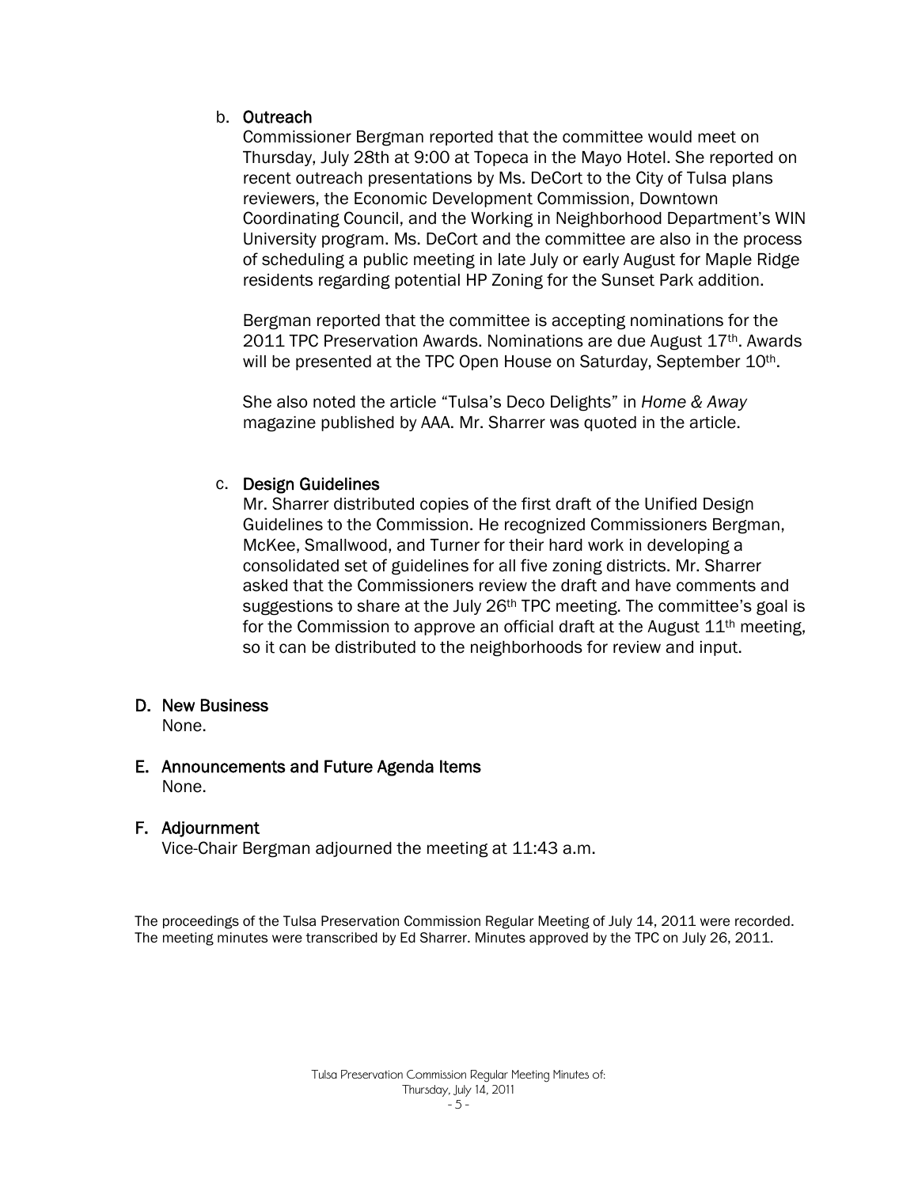b. **Outreach**

Commissioner Bergman reported that the committee would meet on Thursday, July 28th at 9:00 at Topeca in the Mayo Hotel. She reported on recent outreach presentations by Ms. DeCort to the City of Tulsa plans reviewers, the Economic Development Commission, Downtown Coordinating Council, and the Working in Neighborhood Department's WIN University program. Ms. DeCort and the committee are also in the process of scheduling a public meeting in late July or early August for Maple Ridge residents regarding potential HP Zoning for the Sunset Park addition.

Bergman reported that the committee is accepting nominations for the 2011 TPC Preservation Awards. Nominations are due August 17th. Awards will be presented at the TPC Open House on Saturday, September 10th.

She also noted the article "Tulsa's Deco Delights" in *Home & Away* magazine published by AAA. Mr. Sharrer was quoted in the article.

c. **Design Guidelines**

Mr. Sharrer distributed copies of the first draft of the Unified Design Guidelines to the Commission. He recognized Commissioners Bergman, McKee, Smallwood, and Turner for their hard work in developing a consolidated set of guidelines for all five zoning districts. Mr. Sharrer asked that the Commissioners review the draft and have comments and suggestions to share at the July 26th TPC meeting. The committee's goal is for the Commission to approve an official draft at the August 11th meeting, so it can be distributed to the neighborhoods for review and input.

## D. New Business

None.

## E. Announcements and Future Agenda Items

None.

## F. Adjournment

Vice-Chair Bergman adjourned the meeting at 11:43 a.m.

The proceedings of the Tulsa Preservation Commission Regular Meeting of July 14, 2011 were recorded. The meeting minutes were transcribed by Ed Sharrer. Minutes approved by the TPC on July 26, 2011.